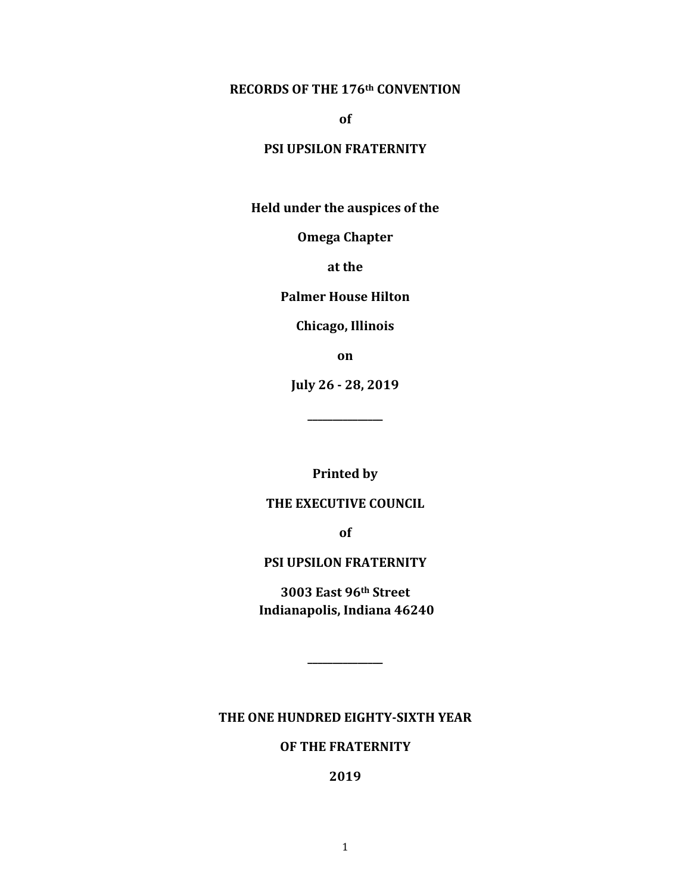**RECORDS OF THE 176th CONVENTION**

**of**

**PSI UPSILON FRATERNITY**

**Held under the auspices of the**

**Omega Chapter**

**at the**

**Palmer House Hilton**

**Chicago, Illinois**

**on**

**July 26 - 28, 2019**

---

**Printed by**

**THE EXECUTIVE COUNCIL**

**of**

**PSI UPSILON FRATERNITY**

**3003 East 96th Street**
**Indianapolis, Indiana 46240**

---

**THE ONE HUNDRED EIGHTY-SIXTH YEAR**

**OF THE FRATERNITY**

**2019**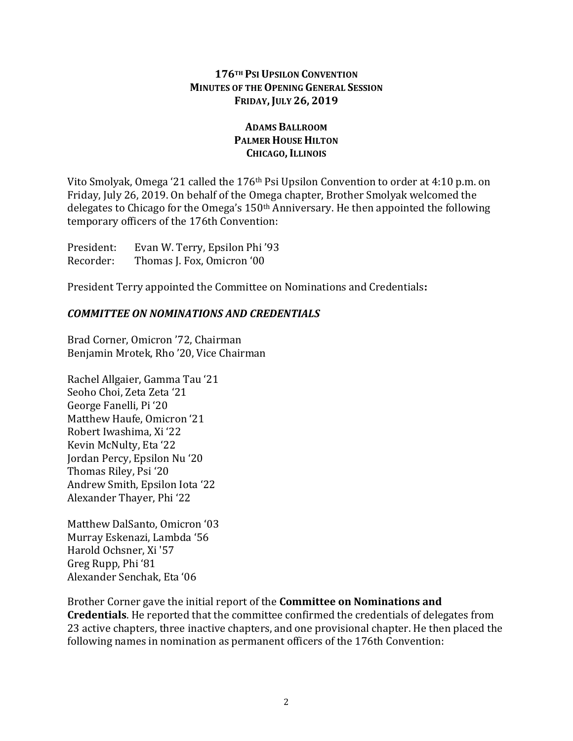**176th Psi Upsilon Convention**
**Minutes of the Opening General Session**
**Friday, July 26, 2019**

**Adams Ballroom**
**Palmer House Hilton**
**Chicago, Illinois**

Vito Smolyak, Omega '21 called the 176th Psi Upsilon Convention to order at 4:10 p.m. on Friday, July 26, 2019. On behalf of the Omega chapter, Brother Smolyak welcomed the delegates to Chicago for the Omega's 150th Anniversary. He then appointed the following temporary officers of the 176th Convention:

President: Evan W. Terry, Epsilon Phi '93
Recorder: Thomas J. Fox, Omicron '00

President Terry appointed the Committee on Nominations and Credentials**:**

***COMMITTEE ON NOMINATIONS AND CREDENTIALS***

Brad Corner, Omicron '72, Chairman
Benjamin Mrotek, Rho '20, Vice Chairman

Rachel Allgaier, Gamma Tau '21
Seoho Choi, Zeta Zeta '21
George Fanelli, Pi '20
Matthew Haufe, Omicron '21
Robert Iwashima, Xi '22
Kevin McNulty, Eta '22
Jordan Percy, Epsilon Nu '20
Thomas Riley, Psi '20
Andrew Smith, Epsilon Iota '22
Alexander Thayer, Phi '22

Matthew DalSanto, Omicron '03
Murray Eskenazi, Lambda '56
Harold Ochsner, Xi '57
Greg Rupp, Phi '81
Alexander Senchak, Eta '06

Brother Corner gave the initial report of the **Committee on Nominations and Credentials**. He reported that the committee confirmed the credentials of delegates from 23 active chapters, three inactive chapters, and one provisional chapter. He then placed the following names in nomination as permanent officers of the 176th Convention: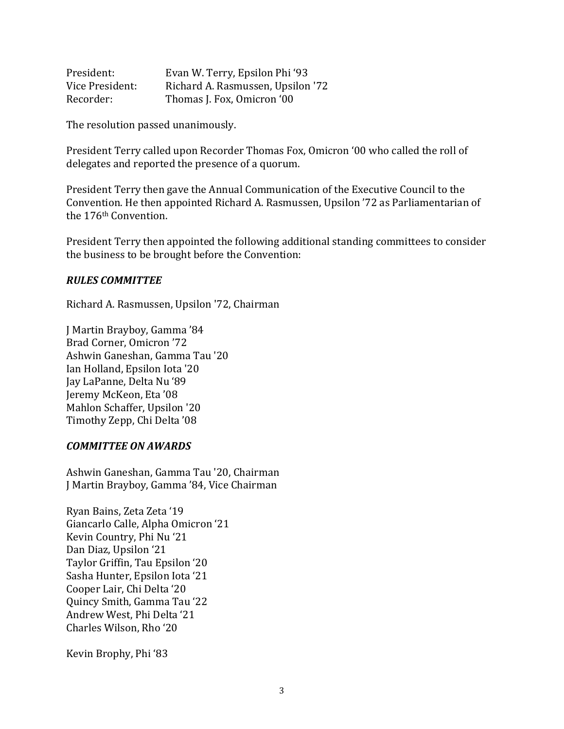President: Evan W. Terry, Epsilon Phi '93
Vice President: Richard A. Rasmussen, Upsilon '72
Recorder: Thomas J. Fox, Omicron '00

The resolution passed unanimously.

President Terry called upon Recorder Thomas Fox, Omicron '00 who called the roll of delegates and reported the presence of a quorum.

President Terry then gave the Annual Communication of the Executive Council to the Convention. He then appointed Richard A. Rasmussen, Upsilon '72 as Parliamentarian of the 176th Convention.

President Terry then appointed the following additional standing committees to consider the business to be brought before the Convention:

***RULES COMMITTEE***

Richard A. Rasmussen, Upsilon '72, Chairman

J Martin Brayboy, Gamma '84
Brad Corner, Omicron '72
Ashwin Ganeshan, Gamma Tau '20
Ian Holland, Epsilon Iota '20
Jay LaPanne, Delta Nu '89
Jeremy McKeon, Eta '08
Mahlon Schaffer, Upsilon '20
Timothy Zepp, Chi Delta '08

***COMMITTEE ON AWARDS***

Ashwin Ganeshan, Gamma Tau '20, Chairman
J Martin Brayboy, Gamma '84, Vice Chairman

Ryan Bains, Zeta Zeta '19
Giancarlo Calle, Alpha Omicron '21
Kevin Country, Phi Nu '21
Dan Diaz, Upsilon '21
Taylor Griffin, Tau Epsilon '20
Sasha Hunter, Epsilon Iota '21
Cooper Lair, Chi Delta '20
Quincy Smith, Gamma Tau '22
Andrew West, Phi Delta '21
Charles Wilson, Rho '20

Kevin Brophy, Phi '83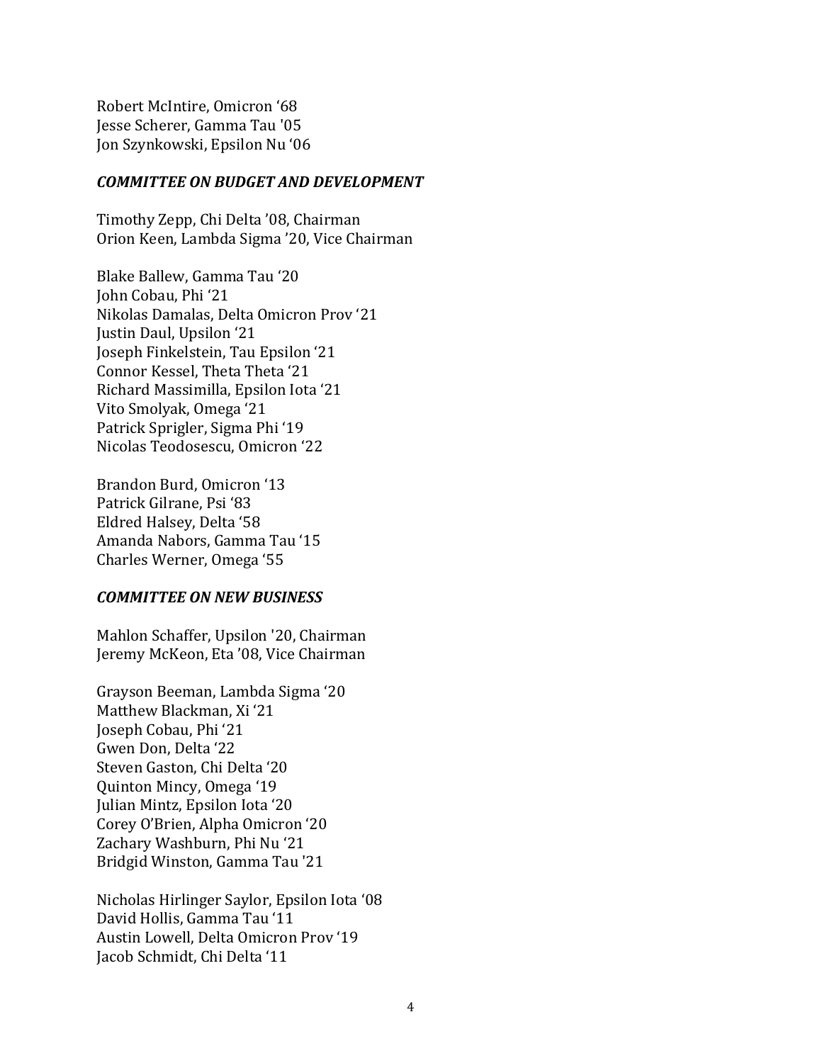Robert McIntire, Omicron '68
Jesse Scherer, Gamma Tau '05
Jon Szynkowski, Epsilon Nu '06

***COMMITTEE ON BUDGET AND DEVELOPMENT***

Timothy Zepp, Chi Delta '08, Chairman
Orion Keen, Lambda Sigma '20, Vice Chairman

Blake Ballew, Gamma Tau '20
John Cobau, Phi '21
Nikolas Damalas, Delta Omicron Prov '21
Justin Daul, Upsilon '21
Joseph Finkelstein, Tau Epsilon '21
Connor Kessel, Theta Theta '21
Richard Massimilla, Epsilon Iota '21
Vito Smolyak, Omega '21
Patrick Sprigler, Sigma Phi '19
Nicolas Teodosescu, Omicron '22

Brandon Burd, Omicron '13
Patrick Gilrane, Psi '83
Eldred Halsey, Delta '58
Amanda Nabors, Gamma Tau '15
Charles Werner, Omega '55

***COMMITTEE ON NEW BUSINESS***

Mahlon Schaffer, Upsilon '20, Chairman
Jeremy McKeon, Eta '08, Vice Chairman

Grayson Beeman, Lambda Sigma '20
Matthew Blackman, Xi '21
Joseph Cobau, Phi '21
Gwen Don, Delta '22
Steven Gaston, Chi Delta '20
Quinton Mincy, Omega '19
Julian Mintz, Epsilon Iota '20
Corey O'Brien, Alpha Omicron '20
Zachary Washburn, Phi Nu '21
Bridgid Winston, Gamma Tau '21

Nicholas Hirlinger Saylor, Epsilon Iota '08
David Hollis, Gamma Tau '11
Austin Lowell, Delta Omicron Prov '19
Jacob Schmidt, Chi Delta '11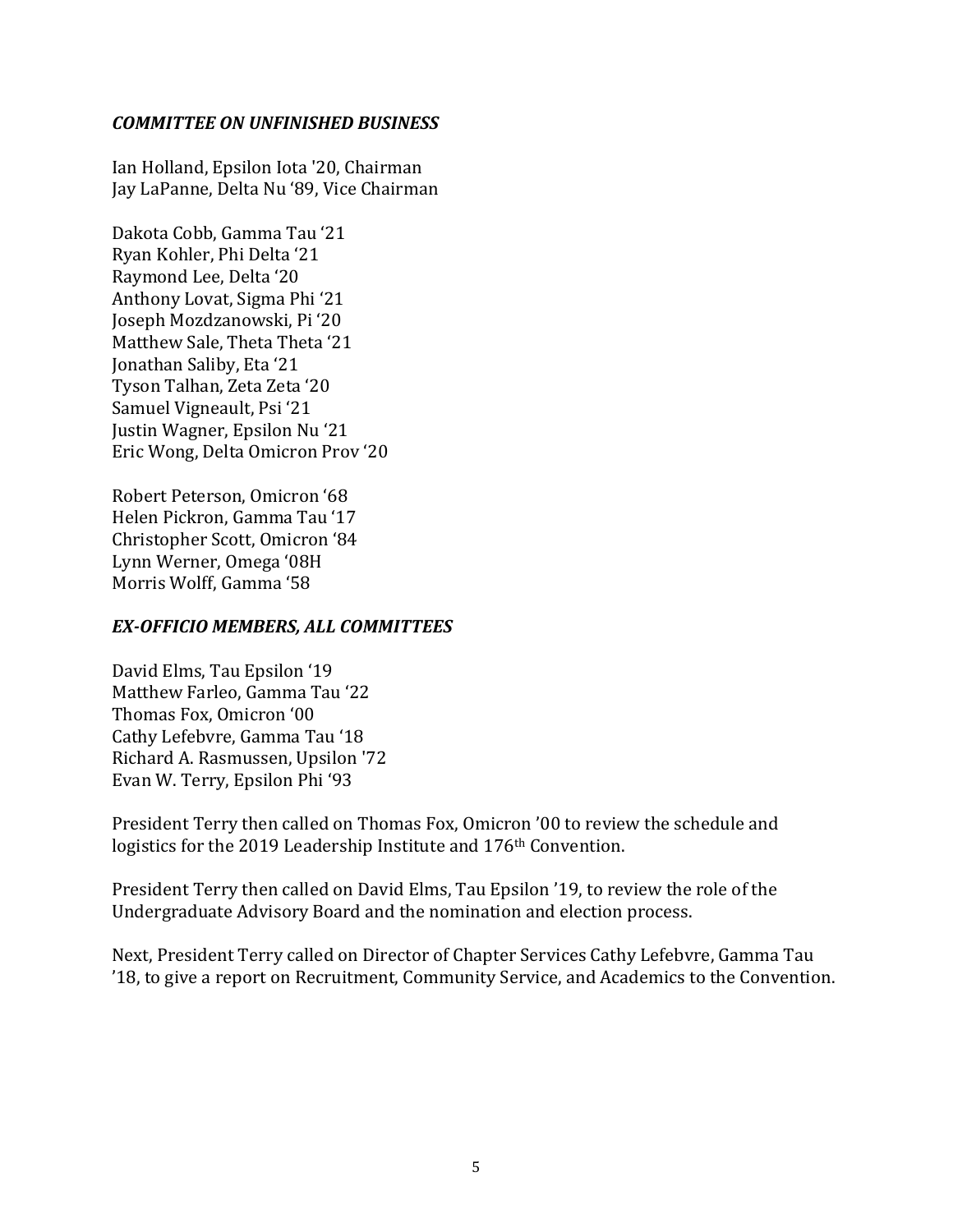***COMMITTEE ON UNFINISHED BUSINESS***

Ian Holland, Epsilon Iota '20, Chairman
Jay LaPanne, Delta Nu '89, Vice Chairman

Dakota Cobb, Gamma Tau '21
Ryan Kohler, Phi Delta '21
Raymond Lee, Delta '20
Anthony Lovat, Sigma Phi '21
Joseph Mozdzanowski, Pi '20
Matthew Sale, Theta Theta '21
Jonathan Saliby, Eta '21
Tyson Talhan, Zeta Zeta '20
Samuel Vigneault, Psi '21
Justin Wagner, Epsilon Nu '21
Eric Wong, Delta Omicron Prov '20

Robert Peterson, Omicron '68
Helen Pickron, Gamma Tau '17
Christopher Scott, Omicron '84
Lynn Werner, Omega '08H
Morris Wolff, Gamma '58

***EX-OFFICIO MEMBERS, ALL COMMITTEES***

David Elms, Tau Epsilon '19
Matthew Farleo, Gamma Tau '22
Thomas Fox, Omicron '00
Cathy Lefebvre, Gamma Tau '18
Richard A. Rasmussen, Upsilon '72
Evan W. Terry, Epsilon Phi '93

President Terry then called on Thomas Fox, Omicron '00 to review the schedule and logistics for the 2019 Leadership Institute and 176th Convention.

President Terry then called on David Elms, Tau Epsilon '19, to review the role of the Undergraduate Advisory Board and the nomination and election process.

Next, President Terry called on Director of Chapter Services Cathy Lefebvre, Gamma Tau '18, to give a report on Recruitment, Community Service, and Academics to the Convention.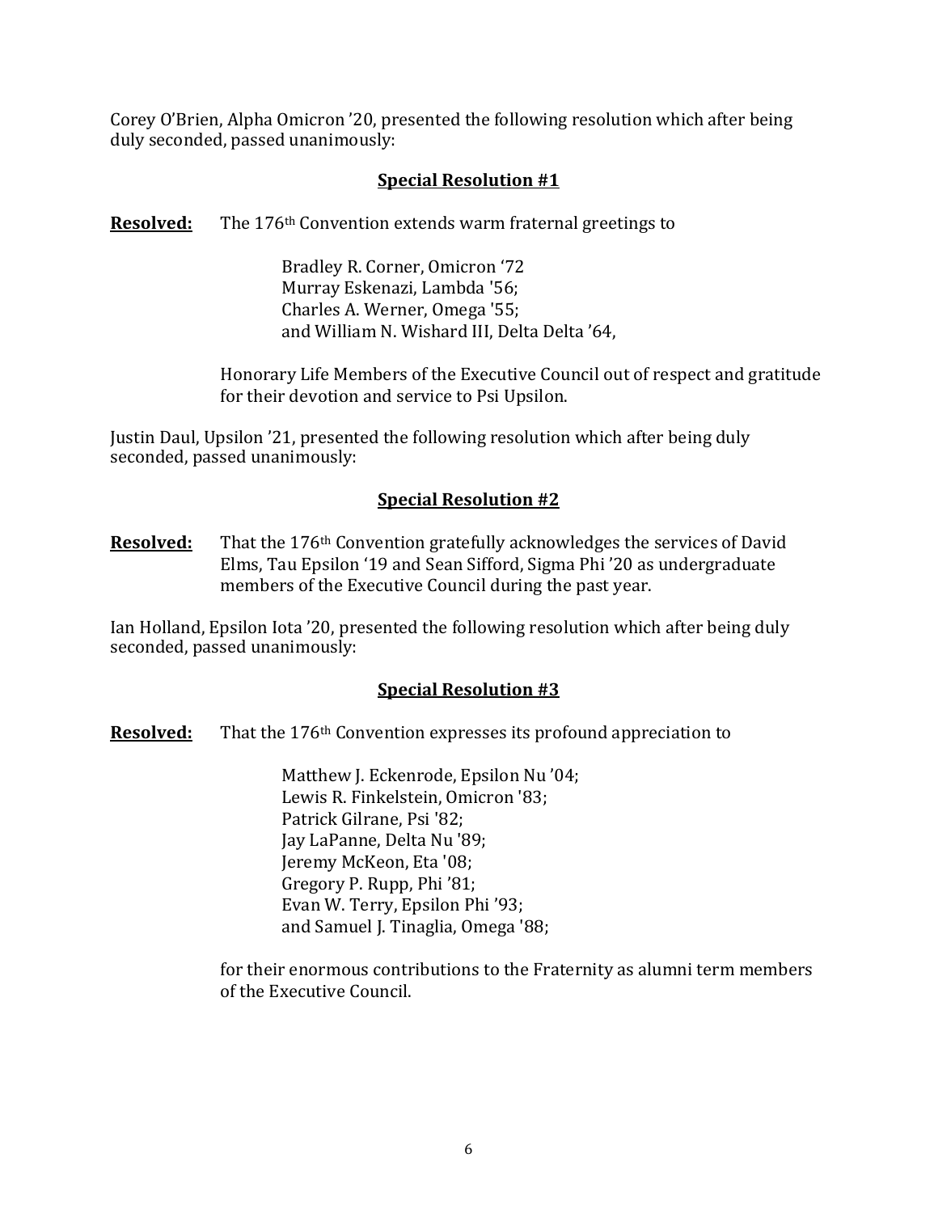Corey O'Brien, Alpha Omicron '20, presented the following resolution which after being duly seconded, passed unanimously:

## Special Resolution #1

**Resolved:** The 176th Convention extends warm fraternal greetings to

Bradley R. Corner, Omicron '72
Murray Eskenazi, Lambda '56;
Charles A. Werner, Omega '55;
and William N. Wishard III, Delta Delta '64,

Honorary Life Members of the Executive Council out of respect and gratitude for their devotion and service to Psi Upsilon.

Justin Daul, Upsilon '21, presented the following resolution which after being duly seconded, passed unanimously:

## Special Resolution #2

**Resolved:** That the 176th Convention gratefully acknowledges the services of David Elms, Tau Epsilon '19 and Sean Sifford, Sigma Phi '20 as undergraduate members of the Executive Council during the past year.

Ian Holland, Epsilon Iota '20, presented the following resolution which after being duly seconded, passed unanimously:

## Special Resolution #3

**Resolved:** That the 176th Convention expresses its profound appreciation to

Matthew J. Eckenrode, Epsilon Nu '04;
Lewis R. Finkelstein, Omicron '83;
Patrick Gilrane, Psi '82;
Jay LaPanne, Delta Nu '89;
Jeremy McKeon, Eta '08;
Gregory P. Rupp, Phi '81;
Evan W. Terry, Epsilon Phi '93;
and Samuel J. Tinaglia, Omega '88;

for their enormous contributions to the Fraternity as alumni term members of the Executive Council.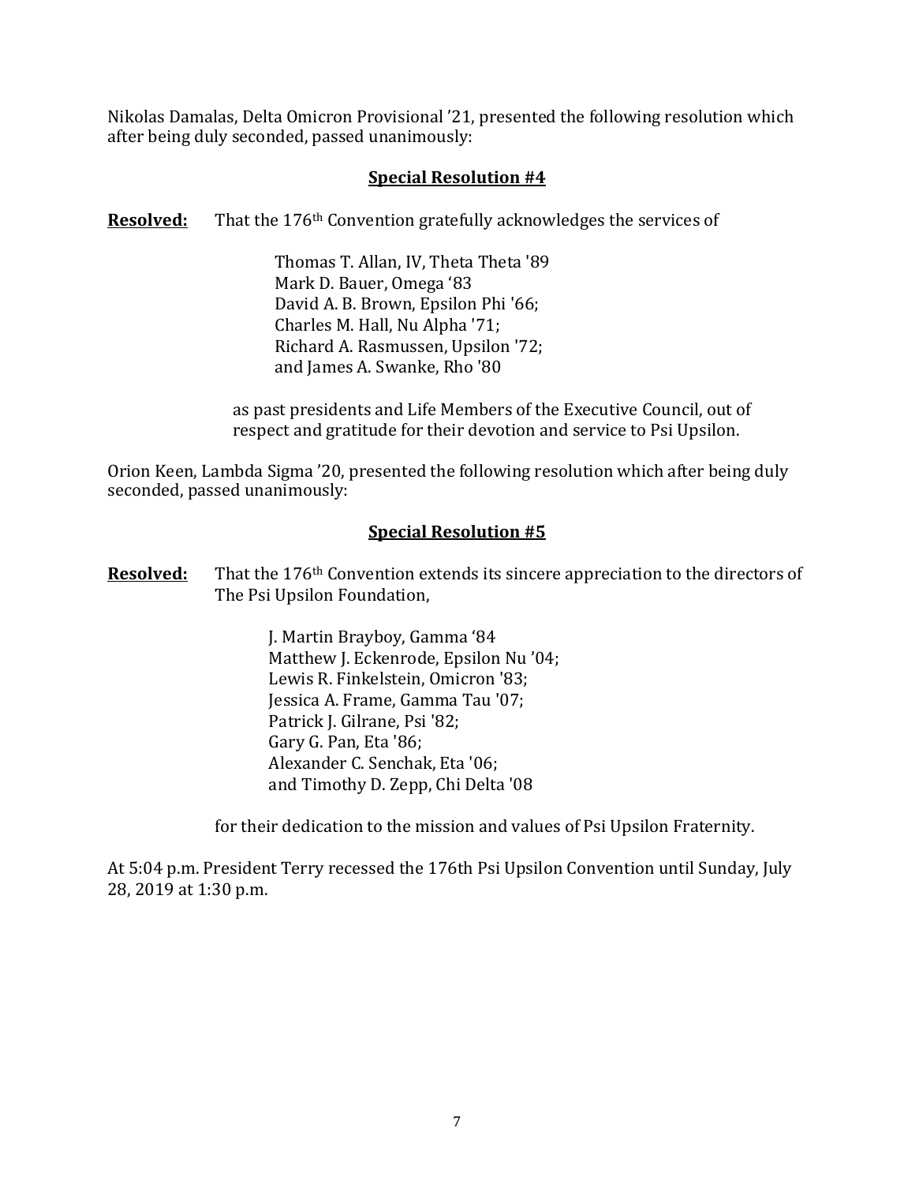Nikolas Damalas, Delta Omicron Provisional ’21, presented the following resolution which after being duly seconded, passed unanimously:

**Special Resolution #4**

**Resolved:** That the 176th Convention gratefully acknowledges the services of

Thomas T. Allan, IV, Theta Theta '89
Mark D. Bauer, Omega ‘83
David A. B. Brown, Epsilon Phi '66;
Charles M. Hall, Nu Alpha '71;
Richard A. Rasmussen, Upsilon '72;
and James A. Swanke, Rho '80

as past presidents and Life Members of the Executive Council, out of respect and gratitude for their devotion and service to Psi Upsilon.

Orion Keen, Lambda Sigma ’20, presented the following resolution which after being duly seconded, passed unanimously:

**Special Resolution #5**

**Resolved:** That the 176th Convention extends its sincere appreciation to the directors of The Psi Upsilon Foundation,

J. Martin Brayboy, Gamma ‘84
Matthew J. Eckenrode, Epsilon Nu ’04;
Lewis R. Finkelstein, Omicron '83;
Jessica A. Frame, Gamma Tau '07;
Patrick J. Gilrane, Psi '82;
Gary G. Pan, Eta '86;
Alexander C. Senchak, Eta '06;
and Timothy D. Zepp, Chi Delta '08

for their dedication to the mission and values of Psi Upsilon Fraternity.

At 5:04 p.m. President Terry recessed the 176th Psi Upsilon Convention until Sunday, July 28, 2019 at 1:30 p.m.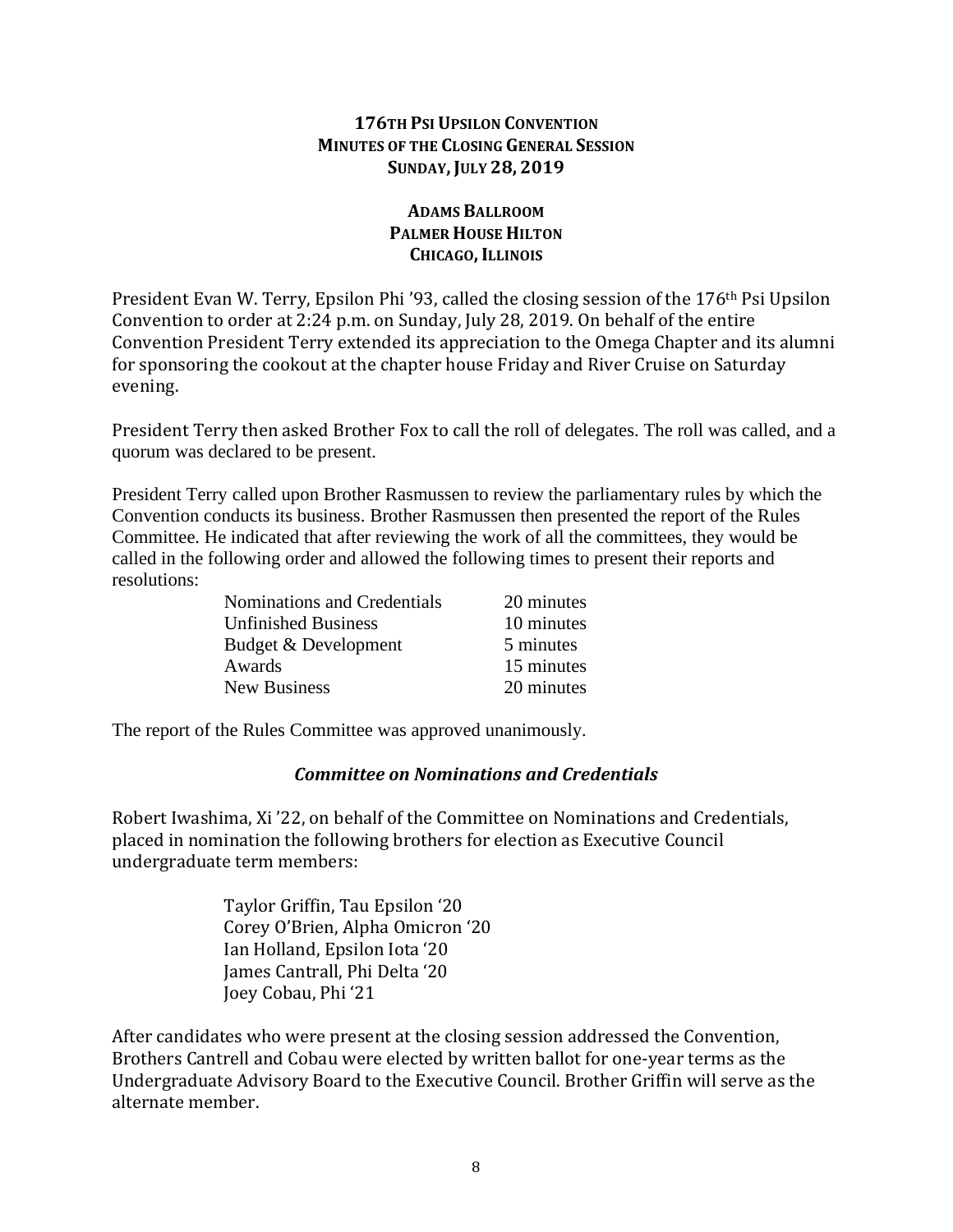**176TH PSI UPSILON CONVENTION**
**MINUTES OF THE CLOSING GENERAL SESSION**
**SUNDAY, JULY 28, 2019**

**ADAMS BALLROOM**
**PALMER HOUSE HILTON**
**CHICAGO, ILLINOIS**

President Evan W. Terry, Epsilon Phi '93, called the closing session of the 176th Psi Upsilon Convention to order at 2:24 p.m. on Sunday, July 28, 2019. On behalf of the entire Convention President Terry extended its appreciation to the Omega Chapter and its alumni for sponsoring the cookout at the chapter house Friday and River Cruise on Saturday evening.

President Terry then asked Brother Fox to call the roll of delegates. The roll was called, and a quorum was declared to be present.

President Terry called upon Brother Rasmussen to review the parliamentary rules by which the Convention conducts its business. Brother Rasmussen then presented the report of the Rules Committee. He indicated that after reviewing the work of all the committees, they would be called in the following order and allowed the following times to present their reports and resolutions:

| | |
|---|---|
| Nominations and Credentials | 20 minutes |
| Unfinished Business | 10 minutes |
| Budget & Development | 5 minutes |
| Awards | 15 minutes |
| New Business | 20 minutes |

The report of the Rules Committee was approved unanimously.

### *Committee on Nominations and Credentials*

Robert Iwashima, Xi '22, on behalf of the Committee on Nominations and Credentials, placed in nomination the following brothers for election as Executive Council undergraduate term members:

Taylor Griffin, Tau Epsilon '20
Corey O'Brien, Alpha Omicron '20
Ian Holland, Epsilon Iota '20
James Cantrall, Phi Delta '20
Joey Cobau, Phi '21

After candidates who were present at the closing session addressed the Convention, Brothers Cantrell and Cobau were elected by written ballot for one-year terms as the Undergraduate Advisory Board to the Executive Council. Brother Griffin will serve as the alternate member.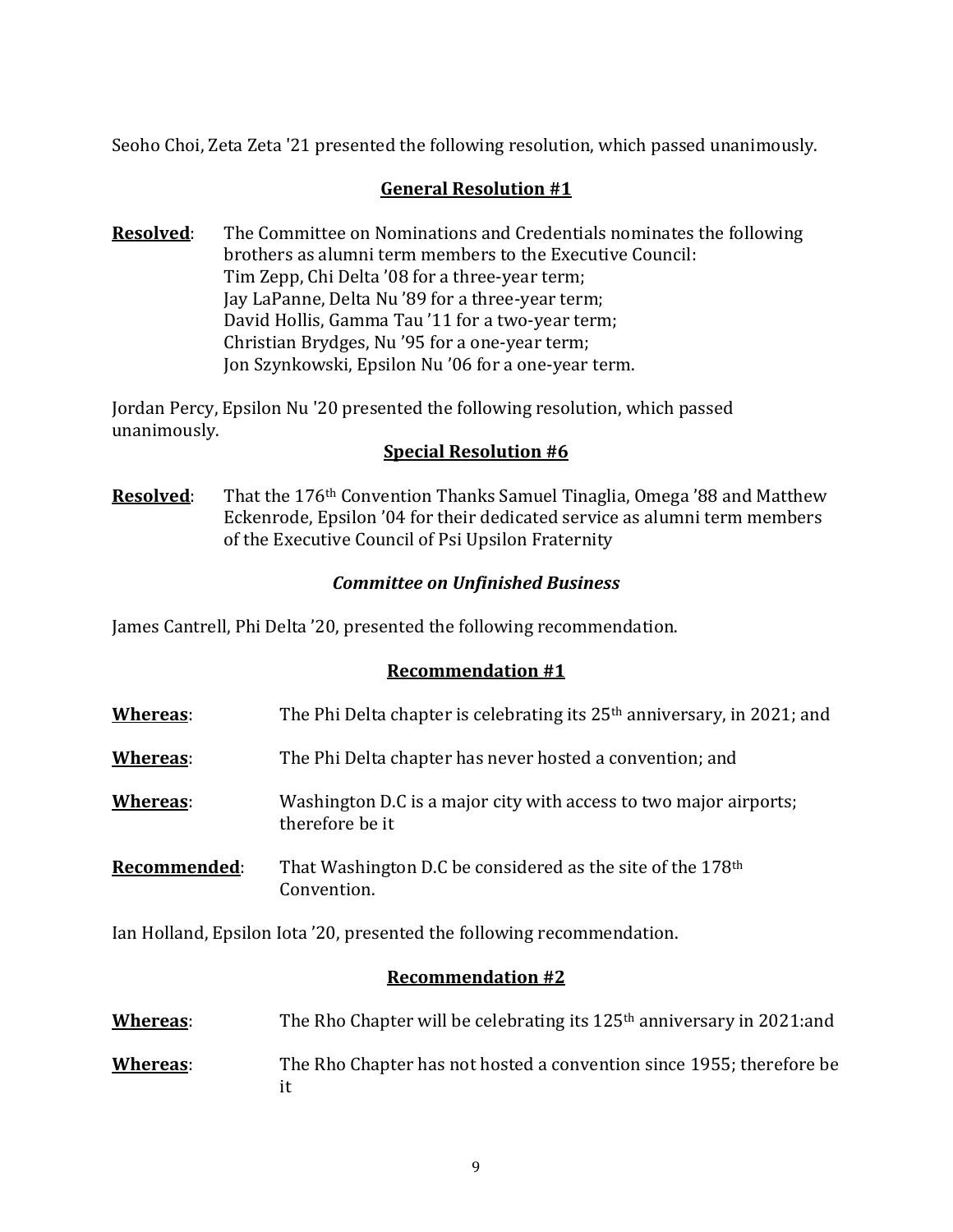Seoho Choi, Zeta Zeta '21 presented the following resolution, which passed unanimously.

**General Resolution #1**

**Resolved**: The Committee on Nominations and Credentials nominates the following brothers as alumni term members to the Executive Council:
Tim Zepp, Chi Delta '08 for a three-year term;
Jay LaPanne, Delta Nu '89 for a three-year term;
David Hollis, Gamma Tau '11 for a two-year term;
Christian Brydges, Nu '95 for a one-year term;
Jon Szynkowski, Epsilon Nu '06 for a one-year term.

Jordan Percy, Epsilon Nu '20 presented the following resolution, which passed unanimously.

**Special Resolution #6**

**Resolved**: That the 176th Convention Thanks Samuel Tinaglia, Omega '88 and Matthew Eckenrode, Epsilon '04 for their dedicated service as alumni term members of the Executive Council of Psi Upsilon Fraternity

***Committee on Unfinished Business***

James Cantrell, Phi Delta '20, presented the following recommendation.

**Recommendation #1**

**Whereas**: The Phi Delta chapter is celebrating its 25th anniversary, in 2021; and

**Whereas**: The Phi Delta chapter has never hosted a convention; and

**Whereas**: Washington D.C is a major city with access to two major airports; therefore be it

**Recommended**: That Washington D.C be considered as the site of the 178th Convention.

Ian Holland, Epsilon Iota '20, presented the following recommendation.

**Recommendation #2**

**Whereas**: The Rho Chapter will be celebrating its 125th anniversary in 2021:and

**Whereas**: The Rho Chapter has not hosted a convention since 1955; therefore be it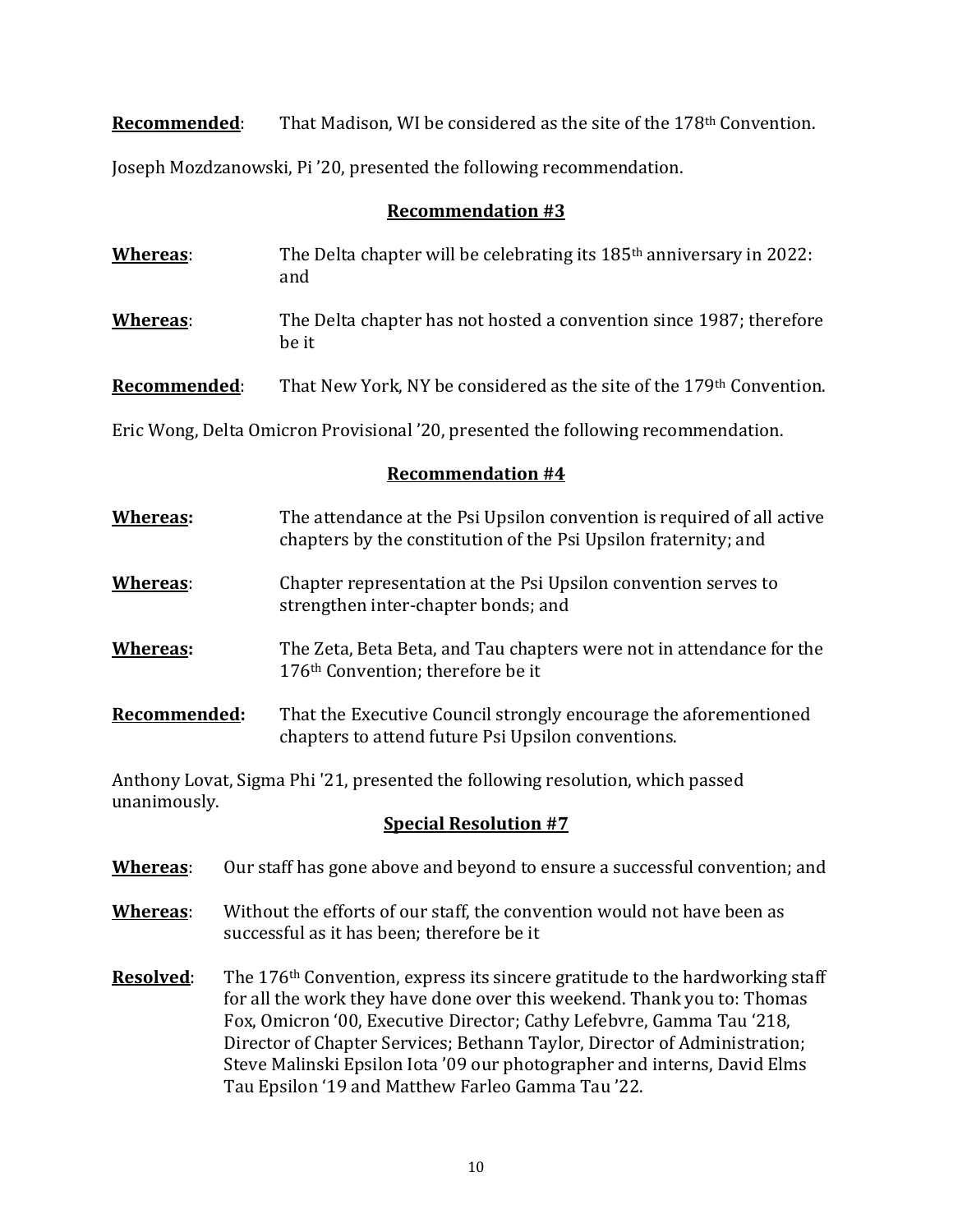**Recommended**: That Madison, WI be considered as the site of the 178th Convention.

Joseph Mozdzanowski, Pi '20, presented the following recommendation.

**Recommendation #3**

**Whereas**: The Delta chapter will be celebrating its 185th anniversary in 2022: and

**Whereas**: The Delta chapter has not hosted a convention since 1987; therefore be it

**Recommended**: That New York, NY be considered as the site of the 179th Convention.

Eric Wong, Delta Omicron Provisional '20, presented the following recommendation.

**Recommendation #4**

**Whereas:** The attendance at the Psi Upsilon convention is required of all active chapters by the constitution of the Psi Upsilon fraternity; and

**Whereas**: Chapter representation at the Psi Upsilon convention serves to strengthen inter-chapter bonds; and

**Whereas:** The Zeta, Beta Beta, and Tau chapters were not in attendance for the 176th Convention; therefore be it

**Recommended:** That the Executive Council strongly encourage the aforementioned chapters to attend future Psi Upsilon conventions.

Anthony Lovat, Sigma Phi '21, presented the following resolution, which passed unanimously.

**Special Resolution #7**

**Whereas**: Our staff has gone above and beyond to ensure a successful convention; and

**Whereas**: Without the efforts of our staff, the convention would not have been as successful as it has been; therefore be it

**Resolved**: The 176th Convention, express its sincere gratitude to the hardworking staff for all the work they have done over this weekend. Thank you to: Thomas Fox, Omicron '00, Executive Director; Cathy Lefebvre, Gamma Tau '218, Director of Chapter Services; Bethann Taylor, Director of Administration; Steve Malinski Epsilon Iota '09 our photographer and interns, David Elms Tau Epsilon '19 and Matthew Farleo Gamma Tau '22.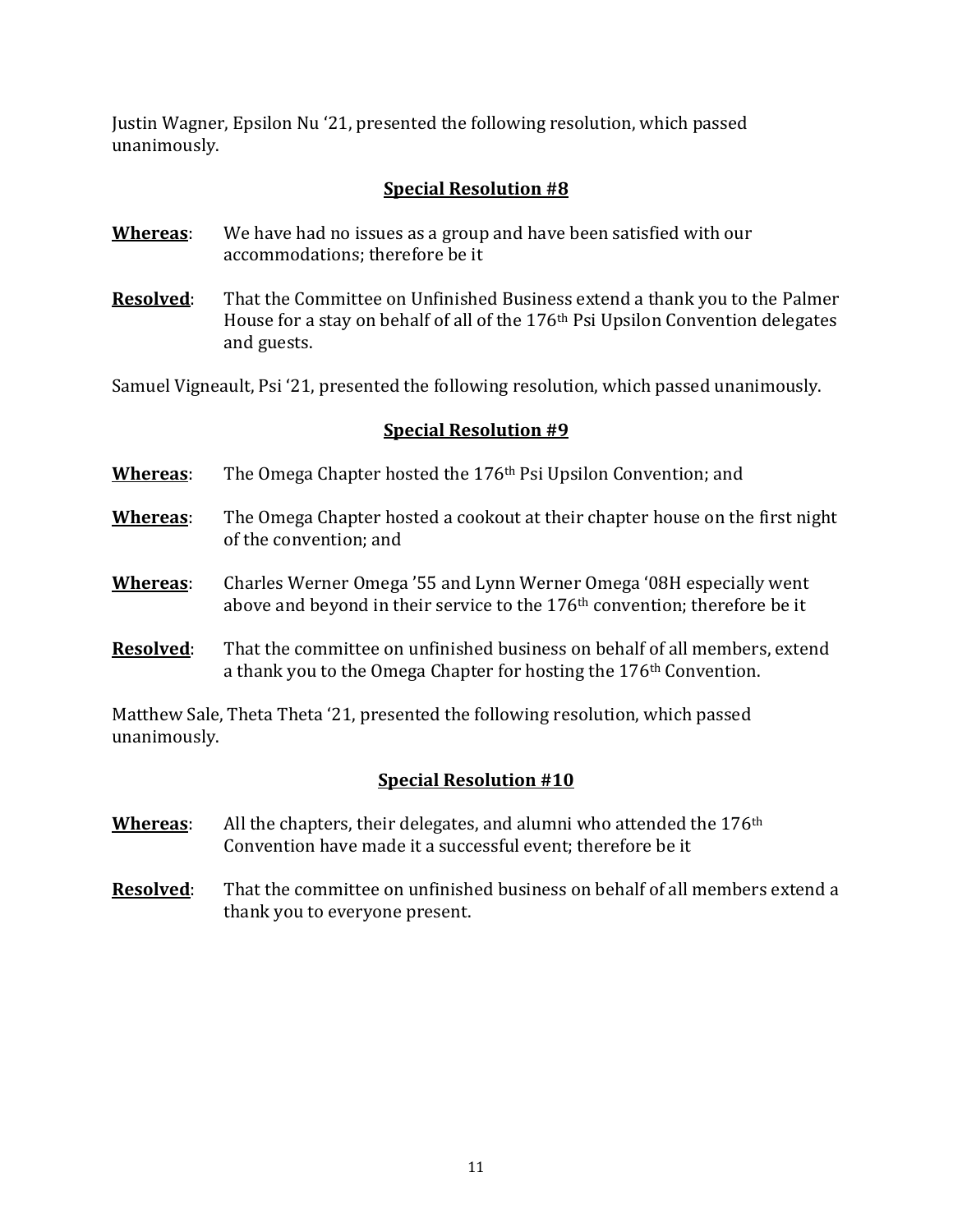Justin Wagner, Epsilon Nu '21, presented the following resolution, which passed unanimously.

## Special Resolution #8

**Whereas**: We have had no issues as a group and have been satisfied with our accommodations; therefore be it

**Resolved**: That the Committee on Unfinished Business extend a thank you to the Palmer House for a stay on behalf of all of the 176th Psi Upsilon Convention delegates and guests.

Samuel Vigneault, Psi '21, presented the following resolution, which passed unanimously.

## Special Resolution #9

**Whereas**: The Omega Chapter hosted the 176th Psi Upsilon Convention; and

**Whereas**: The Omega Chapter hosted a cookout at their chapter house on the first night of the convention; and

**Whereas**: Charles Werner Omega '55 and Lynn Werner Omega '08H especially went above and beyond in their service to the 176th convention; therefore be it

**Resolved**: That the committee on unfinished business on behalf of all members, extend a thank you to the Omega Chapter for hosting the 176th Convention.

Matthew Sale, Theta Theta '21, presented the following resolution, which passed unanimously.

## Special Resolution #10

**Whereas**: All the chapters, their delegates, and alumni who attended the 176th Convention have made it a successful event; therefore be it

**Resolved**: That the committee on unfinished business on behalf of all members extend a thank you to everyone present.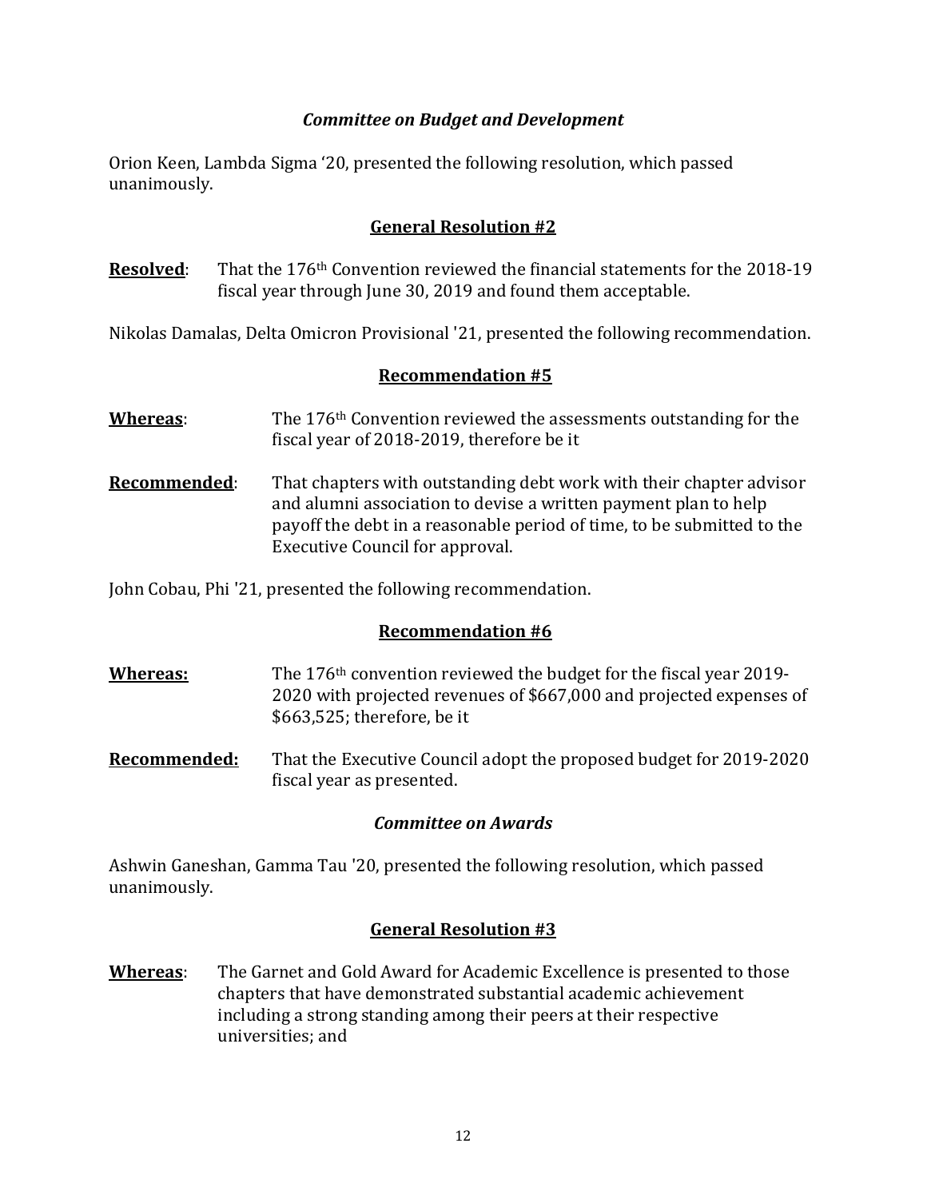### *Committee on Budget and Development*

Orion Keen, Lambda Sigma '20, presented the following resolution, which passed unanimously.

## General Resolution #2

**Resolved**: That the 176th Convention reviewed the financial statements for the 2018-19 fiscal year through June 30, 2019 and found them acceptable.

Nikolas Damalas, Delta Omicron Provisional '21, presented the following recommendation.

## Recommendation #5

**Whereas**: The 176th Convention reviewed the assessments outstanding for the fiscal year of 2018-2019, therefore be it

**Recommended**: That chapters with outstanding debt work with their chapter advisor and alumni association to devise a written payment plan to help payoff the debt in a reasonable period of time, to be submitted to the Executive Council for approval.

John Cobau, Phi '21, presented the following recommendation.

## Recommendation #6

**Whereas:** The 176th convention reviewed the budget for the fiscal year 2019-2020 with projected revenues of $667,000 and projected expenses of $663,525; therefore, be it

**Recommended:** That the Executive Council adopt the proposed budget for 2019-2020 fiscal year as presented.

### *Committee on Awards*

Ashwin Ganeshan, Gamma Tau '20, presented the following resolution, which passed unanimously.

## General Resolution #3

**Whereas**: The Garnet and Gold Award for Academic Excellence is presented to those chapters that have demonstrated substantial academic achievement including a strong standing among their peers at their respective universities; and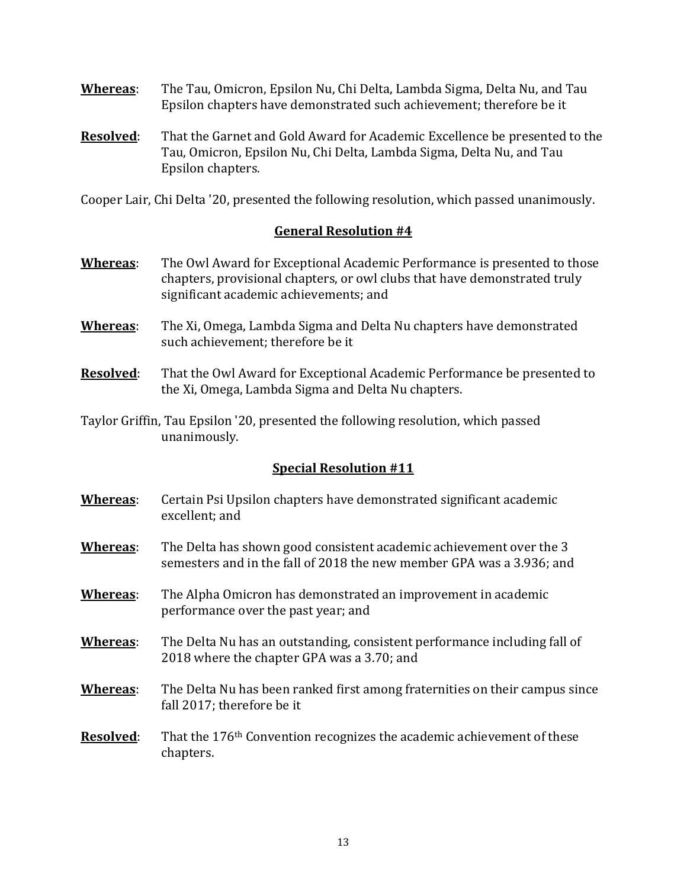**Whereas**: The Tau, Omicron, Epsilon Nu, Chi Delta, Lambda Sigma, Delta Nu, and Tau Epsilon chapters have demonstrated such achievement; therefore be it

**Resolved**: That the Garnet and Gold Award for Academic Excellence be presented to the Tau, Omicron, Epsilon Nu, Chi Delta, Lambda Sigma, Delta Nu, and Tau Epsilon chapters.

Cooper Lair, Chi Delta '20, presented the following resolution, which passed unanimously.

## General Resolution #4

**Whereas**: The Owl Award for Exceptional Academic Performance is presented to those chapters, provisional chapters, or owl clubs that have demonstrated truly significant academic achievements; and

**Whereas**: The Xi, Omega, Lambda Sigma and Delta Nu chapters have demonstrated such achievement; therefore be it

**Resolved**: That the Owl Award for Exceptional Academic Performance be presented to the Xi, Omega, Lambda Sigma and Delta Nu chapters.

Taylor Griffin, Tau Epsilon '20, presented the following resolution, which passed unanimously.

## Special Resolution #11

**Whereas**: Certain Psi Upsilon chapters have demonstrated significant academic excellent; and

**Whereas**: The Delta has shown good consistent academic achievement over the 3 semesters and in the fall of 2018 the new member GPA was a 3.936; and

**Whereas**: The Alpha Omicron has demonstrated an improvement in academic performance over the past year; and

**Whereas**: The Delta Nu has an outstanding, consistent performance including fall of 2018 where the chapter GPA was a 3.70; and

**Whereas**: The Delta Nu has been ranked first among fraternities on their campus since fall 2017; therefore be it

**Resolved**: That the 176th Convention recognizes the academic achievement of these chapters.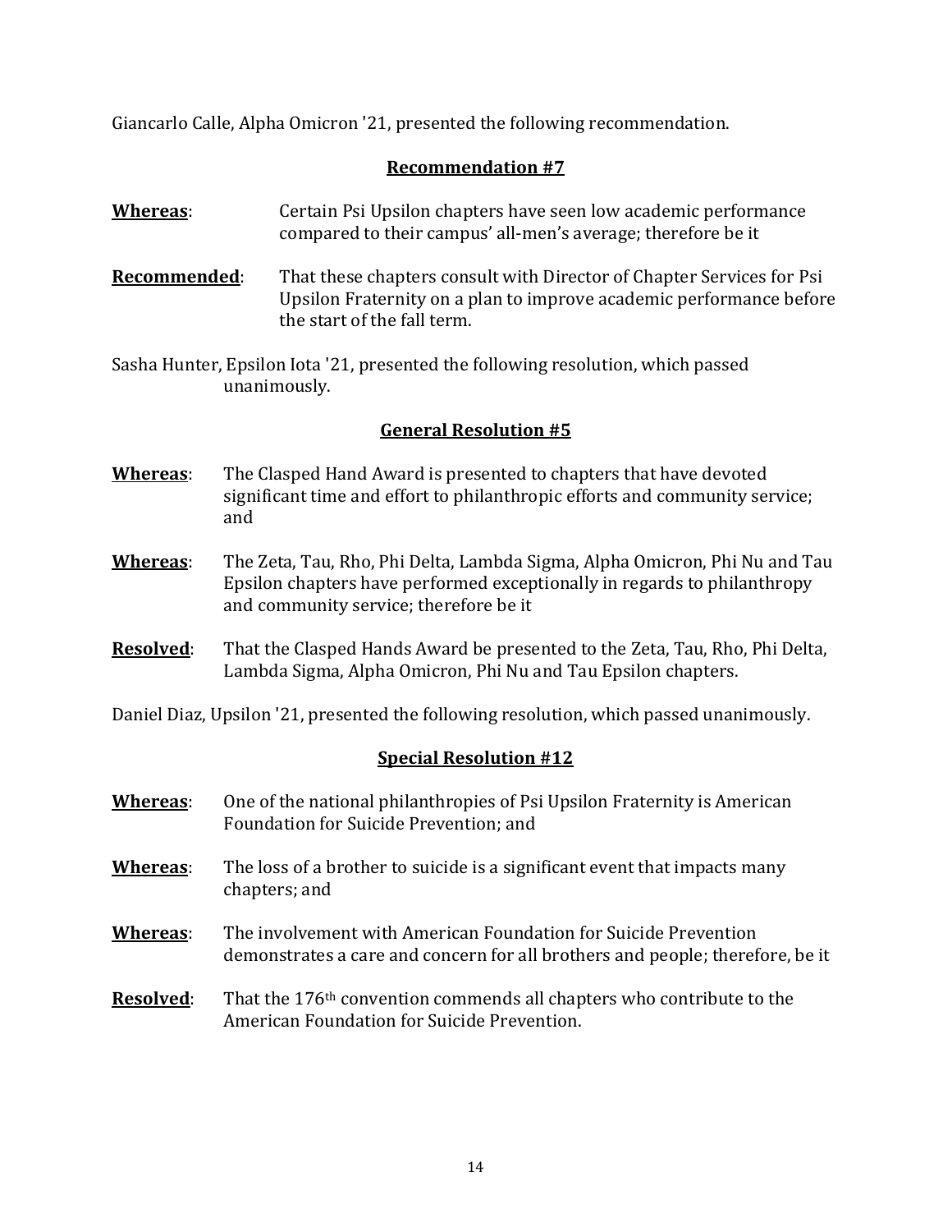Giancarlo Calle, Alpha Omicron '21, presented the following recommendation.

## Recommendation #7

**Whereas**: Certain Psi Upsilon chapters have seen low academic performance compared to their campus' all-men's average; therefore be it

**Recommended**: That these chapters consult with Director of Chapter Services for Psi Upsilon Fraternity on a plan to improve academic performance before the start of the fall term.

Sasha Hunter, Epsilon Iota '21, presented the following resolution, which passed unanimously.

## General Resolution #5

**Whereas**: The Clasped Hand Award is presented to chapters that have devoted significant time and effort to philanthropic efforts and community service; and

**Whereas**: The Zeta, Tau, Rho, Phi Delta, Lambda Sigma, Alpha Omicron, Phi Nu and Tau Epsilon chapters have performed exceptionally in regards to philanthropy and community service; therefore be it

**Resolved**: That the Clasped Hands Award be presented to the Zeta, Tau, Rho, Phi Delta, Lambda Sigma, Alpha Omicron, Phi Nu and Tau Epsilon chapters.

Daniel Diaz, Upsilon '21, presented the following resolution, which passed unanimously.

## Special Resolution #12

**Whereas**: One of the national philanthropies of Psi Upsilon Fraternity is American Foundation for Suicide Prevention; and

**Whereas**: The loss of a brother to suicide is a significant event that impacts many chapters; and

**Whereas**: The involvement with American Foundation for Suicide Prevention demonstrates a care and concern for all brothers and people; therefore, be it

**Resolved**: That the 176th convention commends all chapters who contribute to the American Foundation for Suicide Prevention.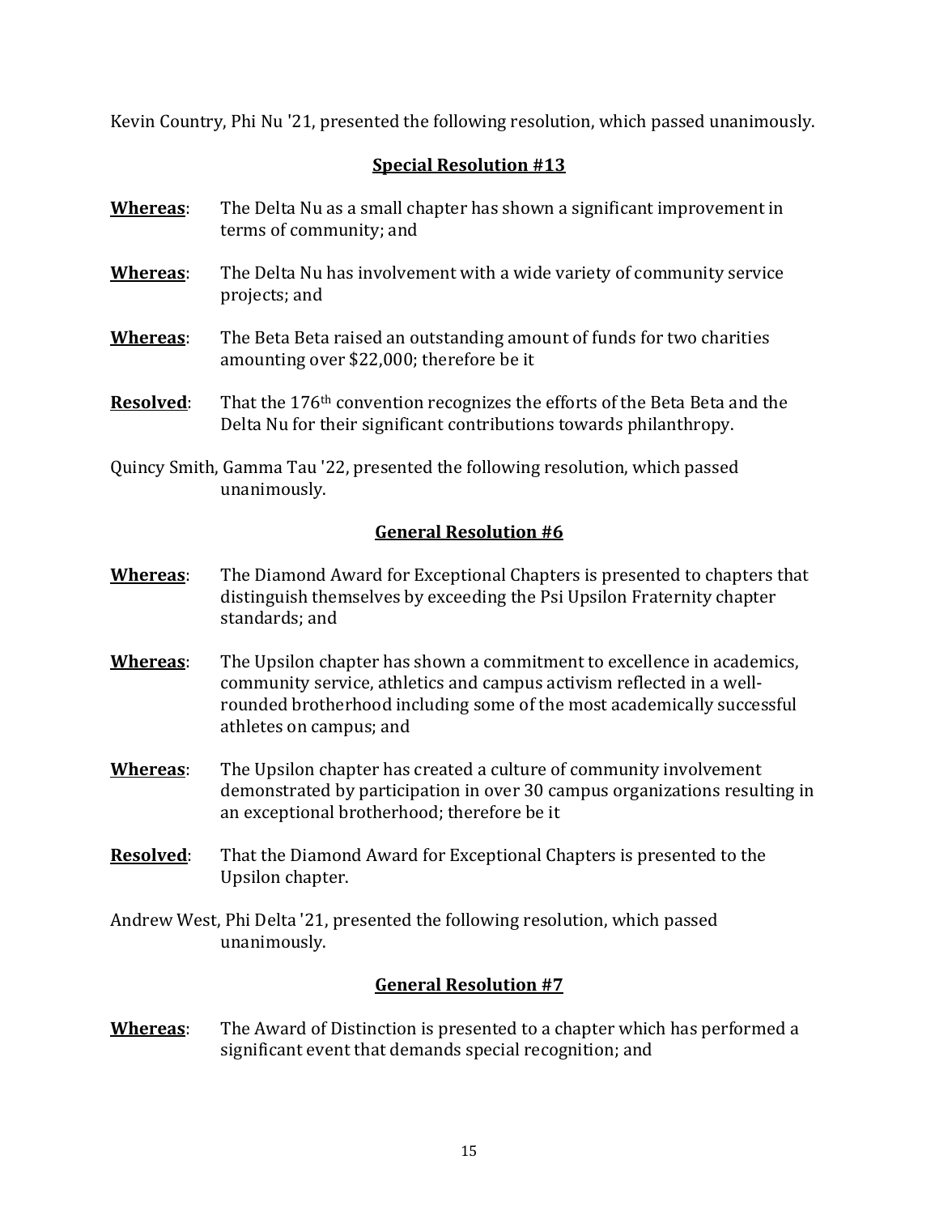Kevin Country, Phi Nu '21, presented the following resolution, which passed unanimously.

## Special Resolution #13

**Whereas**: The Delta Nu as a small chapter has shown a significant improvement in terms of community; and

**Whereas**: The Delta Nu has involvement with a wide variety of community service projects; and

**Whereas**: The Beta Beta raised an outstanding amount of funds for two charities amounting over $22,000; therefore be it

**Resolved**: That the 176th convention recognizes the efforts of the Beta Beta and the Delta Nu for their significant contributions towards philanthropy.

Quincy Smith, Gamma Tau '22, presented the following resolution, which passed unanimously.

## General Resolution #6

**Whereas**: The Diamond Award for Exceptional Chapters is presented to chapters that distinguish themselves by exceeding the Psi Upsilon Fraternity chapter standards; and

**Whereas**: The Upsilon chapter has shown a commitment to excellence in academics, community service, athletics and campus activism reflected in a well-rounded brotherhood including some of the most academically successful athletes on campus; and

**Whereas**: The Upsilon chapter has created a culture of community involvement demonstrated by participation in over 30 campus organizations resulting in an exceptional brotherhood; therefore be it

**Resolved**: That the Diamond Award for Exceptional Chapters is presented to the Upsilon chapter.

Andrew West, Phi Delta '21, presented the following resolution, which passed unanimously.

## General Resolution #7

**Whereas**: The Award of Distinction is presented to a chapter which has performed a significant event that demands special recognition; and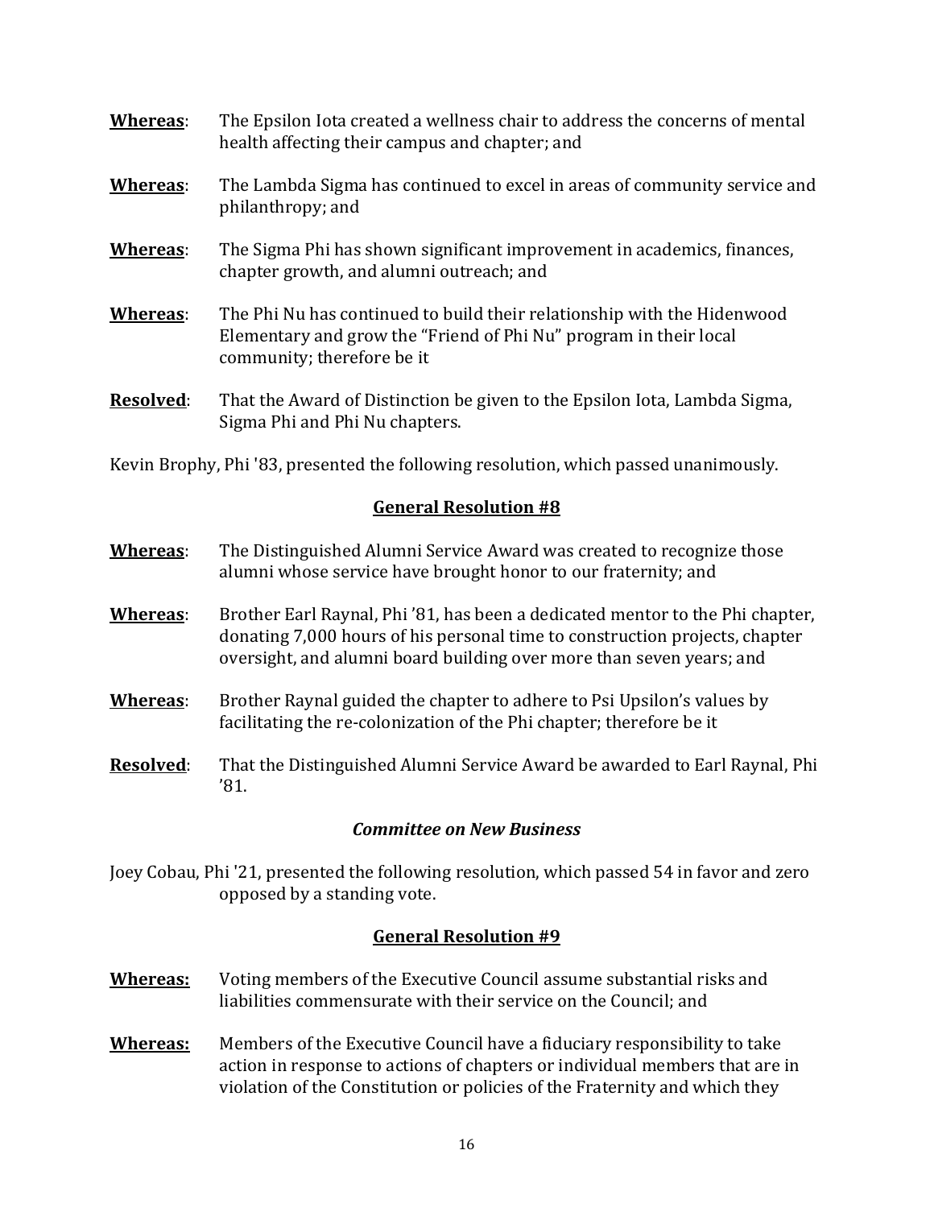**Whereas**: The Epsilon Iota created a wellness chair to address the concerns of mental health affecting their campus and chapter; and

**Whereas**: The Lambda Sigma has continued to excel in areas of community service and philanthropy; and

**Whereas**: The Sigma Phi has shown significant improvement in academics, finances, chapter growth, and alumni outreach; and

**Whereas**: The Phi Nu has continued to build their relationship with the Hidenwood Elementary and grow the "Friend of Phi Nu" program in their local community; therefore be it

**Resolved**: That the Award of Distinction be given to the Epsilon Iota, Lambda Sigma, Sigma Phi and Phi Nu chapters.

Kevin Brophy, Phi '83, presented the following resolution, which passed unanimously.

### General Resolution #8

**Whereas**: The Distinguished Alumni Service Award was created to recognize those alumni whose service have brought honor to our fraternity; and

**Whereas**: Brother Earl Raynal, Phi '81, has been a dedicated mentor to the Phi chapter, donating 7,000 hours of his personal time to construction projects, chapter oversight, and alumni board building over more than seven years; and

**Whereas**: Brother Raynal guided the chapter to adhere to Psi Upsilon's values by facilitating the re-colonization of the Phi chapter; therefore be it

**Resolved**: That the Distinguished Alumni Service Award be awarded to Earl Raynal, Phi '81.

### *Committee on New Business*

Joey Cobau, Phi '21, presented the following resolution, which passed 54 in favor and zero opposed by a standing vote.

### General Resolution #9

**Whereas:** Voting members of the Executive Council assume substantial risks and liabilities commensurate with their service on the Council; and

**Whereas:** Members of the Executive Council have a fiduciary responsibility to take action in response to actions of chapters or individual members that are in violation of the Constitution or policies of the Fraternity and which they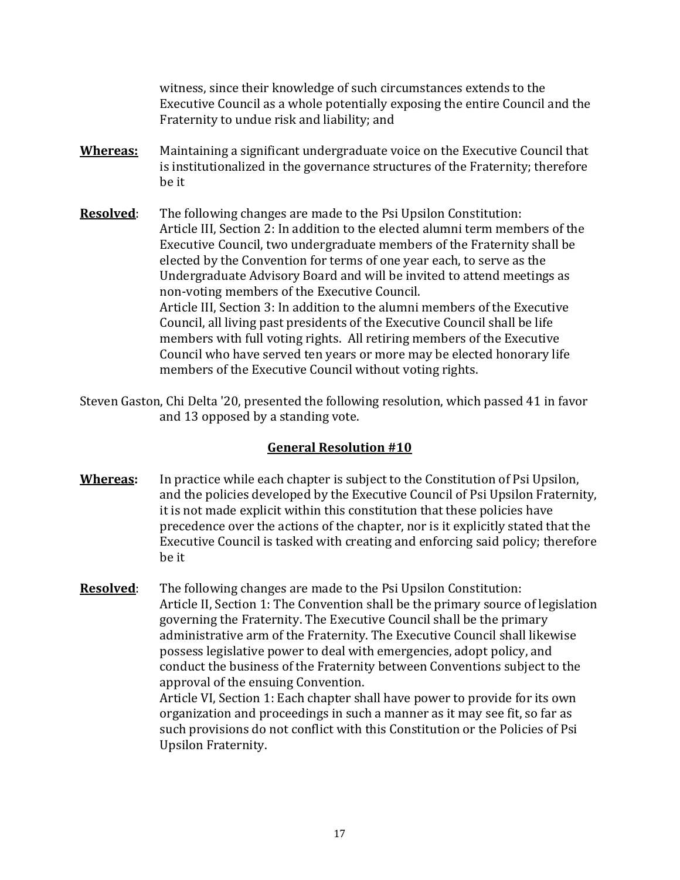witness, since their knowledge of such circumstances extends to the Executive Council as a whole potentially exposing the entire Council and the Fraternity to undue risk and liability; and

**Whereas:** Maintaining a significant undergraduate voice on the Executive Council that is institutionalized in the governance structures of the Fraternity; therefore be it

**Resolved**: The following changes are made to the Psi Upsilon Constitution:
Article III, Section 2: In addition to the elected alumni term members of the Executive Council, two undergraduate members of the Fraternity shall be elected by the Convention for terms of one year each, to serve as the Undergraduate Advisory Board and will be invited to attend meetings as non-voting members of the Executive Council.
Article III, Section 3: In addition to the alumni members of the Executive Council, all living past presidents of the Executive Council shall be life members with full voting rights. All retiring members of the Executive Council who have served ten years or more may be elected honorary life members of the Executive Council without voting rights.

Steven Gaston, Chi Delta '20, presented the following resolution, which passed 41 in favor and 13 opposed by a standing vote.

## General Resolution #10

**Whereas:** In practice while each chapter is subject to the Constitution of Psi Upsilon, and the policies developed by the Executive Council of Psi Upsilon Fraternity, it is not made explicit within this constitution that these policies have precedence over the actions of the chapter, nor is it explicitly stated that the Executive Council is tasked with creating and enforcing said policy; therefore be it

**Resolved**: The following changes are made to the Psi Upsilon Constitution:
Article II, Section 1: The Convention shall be the primary source of legislation governing the Fraternity. The Executive Council shall be the primary administrative arm of the Fraternity. The Executive Council shall likewise possess legislative power to deal with emergencies, adopt policy, and conduct the business of the Fraternity between Conventions subject to the approval of the ensuing Convention.
Article VI, Section 1: Each chapter shall have power to provide for its own organization and proceedings in such a manner as it may see fit, so far as such provisions do not conflict with this Constitution or the Policies of Psi Upsilon Fraternity.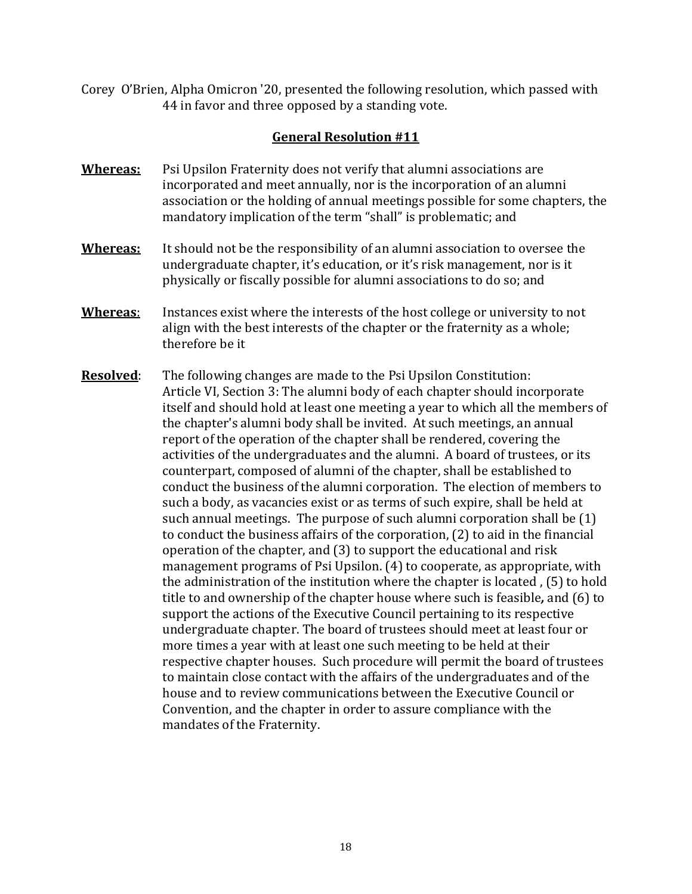Corey O'Brien, Alpha Omicron '20, presented the following resolution, which passed with 44 in favor and three opposed by a standing vote.

## General Resolution #11

**Whereas:** Psi Upsilon Fraternity does not verify that alumni associations are incorporated and meet annually, nor is the incorporation of an alumni association or the holding of annual meetings possible for some chapters, the mandatory implication of the term "shall" is problematic; and

**Whereas:** It should not be the responsibility of an alumni association to oversee the undergraduate chapter, it's education, or it's risk management, nor is it physically or fiscally possible for alumni associations to do so; and

**Whereas**: Instances exist where the interests of the host college or university to not align with the best interests of the chapter or the fraternity as a whole; therefore be it

**Resolved**: The following changes are made to the Psi Upsilon Constitution: Article VI, Section 3: The alumni body of each chapter should incorporate itself and should hold at least one meeting a year to which all the members of the chapter's alumni body shall be invited. At such meetings, an annual report of the operation of the chapter shall be rendered, covering the activities of the undergraduates and the alumni. A board of trustees, or its counterpart, composed of alumni of the chapter, shall be established to conduct the business of the alumni corporation. The election of members to such a body, as vacancies exist or as terms of such expire, shall be held at such annual meetings. The purpose of such alumni corporation shall be (1) to conduct the business affairs of the corporation, (2) to aid in the financial operation of the chapter, and (3) to support the educational and risk management programs of Psi Upsilon. (4) to cooperate, as appropriate, with the administration of the institution where the chapter is located , (5) to hold title to and ownership of the chapter house where such is feasible**,** and (6) to support the actions of the Executive Council pertaining to its respective undergraduate chapter. The board of trustees should meet at least four or more times a year with at least one such meeting to be held at their respective chapter houses. Such procedure will permit the board of trustees to maintain close contact with the affairs of the undergraduates and of the house and to review communications between the Executive Council or Convention, and the chapter in order to assure compliance with the mandates of the Fraternity.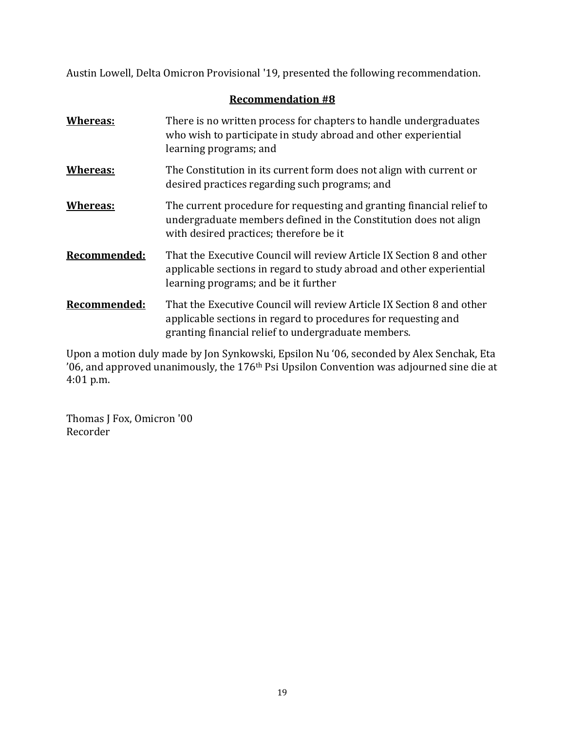Austin Lowell, Delta Omicron Provisional '19, presented the following recommendation.

**Recommendation #8**

**Whereas:** There is no written process for chapters to handle undergraduates who wish to participate in study abroad and other experiential learning programs; and

**Whereas:** The Constitution in its current form does not align with current or desired practices regarding such programs; and

**Whereas:** The current procedure for requesting and granting financial relief to undergraduate members defined in the Constitution does not align with desired practices; therefore be it

**Recommended:** That the Executive Council will review Article IX Section 8 and other applicable sections in regard to study abroad and other experiential learning programs; and be it further

**Recommended:** That the Executive Council will review Article IX Section 8 and other applicable sections in regard to procedures for requesting and granting financial relief to undergraduate members.

Upon a motion duly made by Jon Synkowski, Epsilon Nu '06, seconded by Alex Senchak, Eta '06, and approved unanimously, the 176th Psi Upsilon Convention was adjourned sine die at 4:01 p.m.

Thomas J Fox, Omicron '00
Recorder